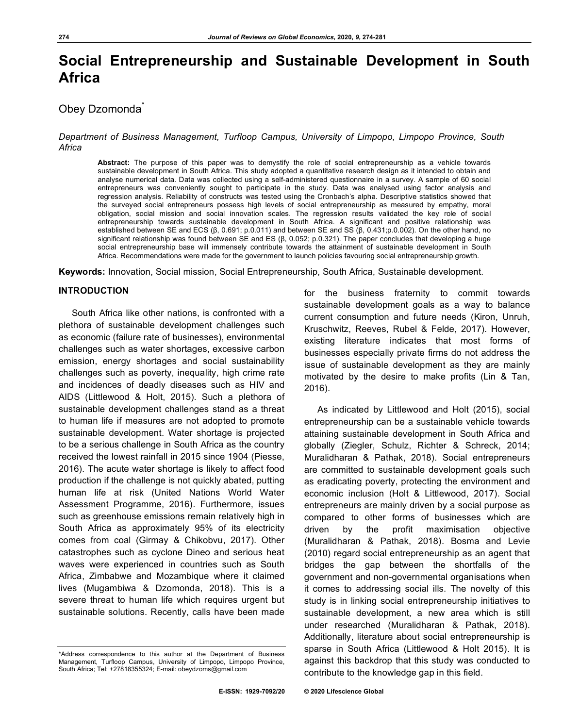# Social Entrepreneurship and Sustainable Development in South Africa

Obey Dzomonda*

*Department of Business Management, Turfloop Campus, University of Limpopo, Limpopo Province, South Africa*

**Abstract:** The purpose of this paper was to demystify the role of social entrepreneurship as a vehicle towards sustainable development in South Africa. This study adopted a quantitative research design as it intended to obtain and analyse numerical data. Data was collected using a self-administered questionnaire in a survey. A sample of 60 social entrepreneurs was conveniently sought to participate in the study. Data was analysed using factor analysis and regression analysis. Reliability of constructs was tested using the Cronbach's alpha. Descriptive statistics showed that the surveyed social entrepreneurs possess high levels of social entrepreneurship as measured by empathy, moral obligation, social mission and social innovation scales. The regression results validated the key role of social entrepreneurship towards sustainable development in South Africa. A significant and positive relationship was established between SE and ECS (β, 0.691; p.0.011) and between SE and SS (β, 0.431;p.0.002). On the other hand, no significant relationship was found between SE and ES (β, 0.052; p.0.321). The paper concludes that developing a huge social entrepreneurship base will immensely contribute towards the attainment of sustainable development in South Africa. Recommendations were made for the government to launch policies favouring social entrepreneurship growth.

**Keywords:** Innovation, Social mission, Social Entrepreneurship, South Africa, Sustainable development.

## INTRODUCTION

South Africa like other nations, is confronted with a plethora of sustainable development challenges such as economic (failure rate of businesses), environmental challenges such as water shortages, excessive carbon emission, energy shortages and social sustainability challenges such as poverty, inequality, high crime rate and incidences of deadly diseases such as HIV and AIDS (Littlewood & Holt, 2015). Such a plethora of sustainable development challenges stand as a threat to human life if measures are not adopted to promote sustainable development. Water shortage is projected to be a serious challenge in South Africa as the country received the lowest rainfall in 2015 since 1904 (Piesse, 2016). The acute water shortage is likely to affect food production if the challenge is not quickly abated, putting human life at risk (United Nations World Water Assessment Programme, 2016). Furthermore, issues such as greenhouse emissions remain relatively high in South Africa as approximately 95% of its electricity comes from coal (Girmay & Chikobvu, 2017). Other catastrophes such as cyclone Dineo and serious heat waves were experienced in countries such as South Africa, Zimbabwe and Mozambique where it claimed lives (Mugambiwa & Dzomonda, 2018). This is a severe threat to human life which requires urgent but sustainable solutions. Recently, calls have been made for the business fraternity to commit towards sustainable development goals as a way to balance current consumption and future needs (Kiron, Unruh, Kruschwitz, Reeves, Rubel & Felde, 2017). However, existing literature indicates that most forms of businesses especially private firms do not address the issue of sustainable development as they are mainly motivated by the desire to make profits (Lin & Tan, 2016).

As indicated by Littlewood and Holt (2015), social entrepreneurship can be a sustainable vehicle towards attaining sustainable development in South Africa and globally (Ziegler, Schulz, Richter & Schreck, 2014; Muralidharan & Pathak, 2018). Social entrepreneurs are committed to sustainable development goals such as eradicating poverty, protecting the environment and economic inclusion (Holt & Littlewood, 2017). Social entrepreneurs are mainly driven by a social purpose as compared to other forms of businesses which are driven by the profit maximisation objective (Muralidharan & Pathak, 2018). Bosma and Levie (2010) regard social entrepreneurship as an agent that bridges the gap between the shortfalls of the government and non-governmental organisations when it comes to addressing social ills. The novelty of this study is in linking social entrepreneurship initiatives to sustainable development, a new area which is still under researched (Muralidharan & Pathak, 2018). Additionally, literature about social entrepreneurship is sparse in South Africa (Littlewood & Holt 2015). It is against this backdrop that this study was conducted to contribute to the knowledge gap in this field.

*Address correspondence to this author at the Department of Business Management, Turfloop Campus, University of Limpopo, Limpopo Province, South Africa; Tel: +27818355324; E-mail: obeydzoms@gmail.com

E-ISSN: 1929-7092/20 © 2020 Lifescience Global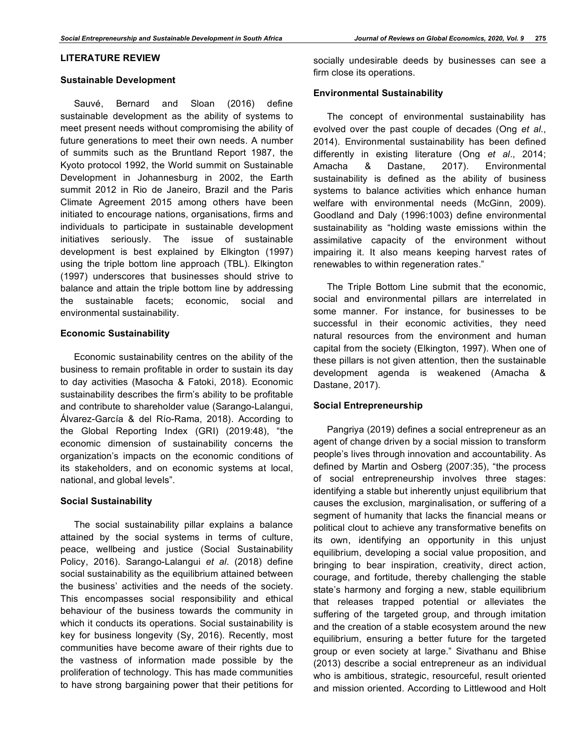## LITERATURE REVIEW

### Sustainable Development

Sauvé, Bernard and Sloan (2016) define sustainable development as the ability of systems to meet present needs without compromising the ability of future generations to meet their own needs. A number of summits such as the Bruntland Report 1987, the Kyoto protocol 1992, the World summit on Sustainable Development in Johannesburg in 2002, the Earth summit 2012 in Rio de Janeiro, Brazil and the Paris Climate Agreement 2015 among others have been initiated to encourage nations, organisations, firms and individuals to participate in sustainable development initiatives seriously. The issue of sustainable development is best explained by Elkington (1997) using the triple bottom line approach (TBL). Elkington (1997) underscores that businesses should strive to balance and attain the triple bottom line by addressing the sustainable facets; economic, social and environmental sustainability.

### Economic Sustainability

Economic sustainability centres on the ability of the business to remain profitable in order to sustain its day to day activities (Masocha & Fatoki, 2018). Economic sustainability describes the firm's ability to be profitable and contribute to shareholder value (Sarango-Lalangui, Álvarez-García & del Río-Rama, 2018). According to the Global Reporting Index (GRI) (2019:48), "the economic dimension of sustainability concerns the organization's impacts on the economic conditions of its stakeholders, and on economic systems at local, national, and global levels".

### Social Sustainability

The social sustainability pillar explains a balance attained by the social systems in terms of culture, peace, wellbeing and justice (Social Sustainability Policy, 2016). Sarango-Lalangui *et al*. (2018) define social sustainability as the equilibrium attained between the business' activities and the needs of the society. This encompasses social responsibility and ethical behaviour of the business towards the community in which it conducts its operations. Social sustainability is key for business longevity (Sy, 2016). Recently, most communities have become aware of their rights due to the vastness of information made possible by the proliferation of technology. This has made communities to have strong bargaining power that their petitions for socially undesirable deeds by businesses can see a firm close its operations.

### Environmental Sustainability

The concept of environmental sustainability has evolved over the past couple of decades (Ong *et al*., 2014). Environmental sustainability has been defined differently in existing literature (Ong *et al*., 2014; Amacha & Dastane, 2017). Environmental sustainability is defined as the ability of business systems to balance activities which enhance human welfare with environmental needs (McGinn, 2009). Goodland and Daly (1996:1003) define environmental sustainability as "holding waste emissions within the assimilative capacity of the environment without impairing it. It also means keeping harvest rates of renewables to within regeneration rates."

The Triple Bottom Line submit that the economic, social and environmental pillars are interrelated in some manner. For instance, for businesses to be successful in their economic activities, they need natural resources from the environment and human capital from the society (Elkington, 1997). When one of these pillars is not given attention, then the sustainable development agenda is weakened (Amacha & Dastane, 2017).

### Social Entrepreneurship

Pangriya (2019) defines a social entrepreneur as an agent of change driven by a social mission to transform people's lives through innovation and accountability. As defined by Martin and Osberg (2007:35), "the process of social entrepreneurship involves three stages: identifying a stable but inherently unjust equilibrium that causes the exclusion, marginalisation, or suffering of a segment of humanity that lacks the financial means or political clout to achieve any transformative benefits on its own, identifying an opportunity in this unjust equilibrium, developing a social value proposition, and bringing to bear inspiration, creativity, direct action, courage, and fortitude, thereby challenging the stable state's harmony and forging a new, stable equilibrium that releases trapped potential or alleviates the suffering of the targeted group, and through imitation and the creation of a stable ecosystem around the new equilibrium, ensuring a better future for the targeted group or even society at large." Sivathanu and Bhise (2013) describe a social entrepreneur as an individual who is ambitious, strategic, resourceful, result oriented and mission oriented. According to Littlewood and Holt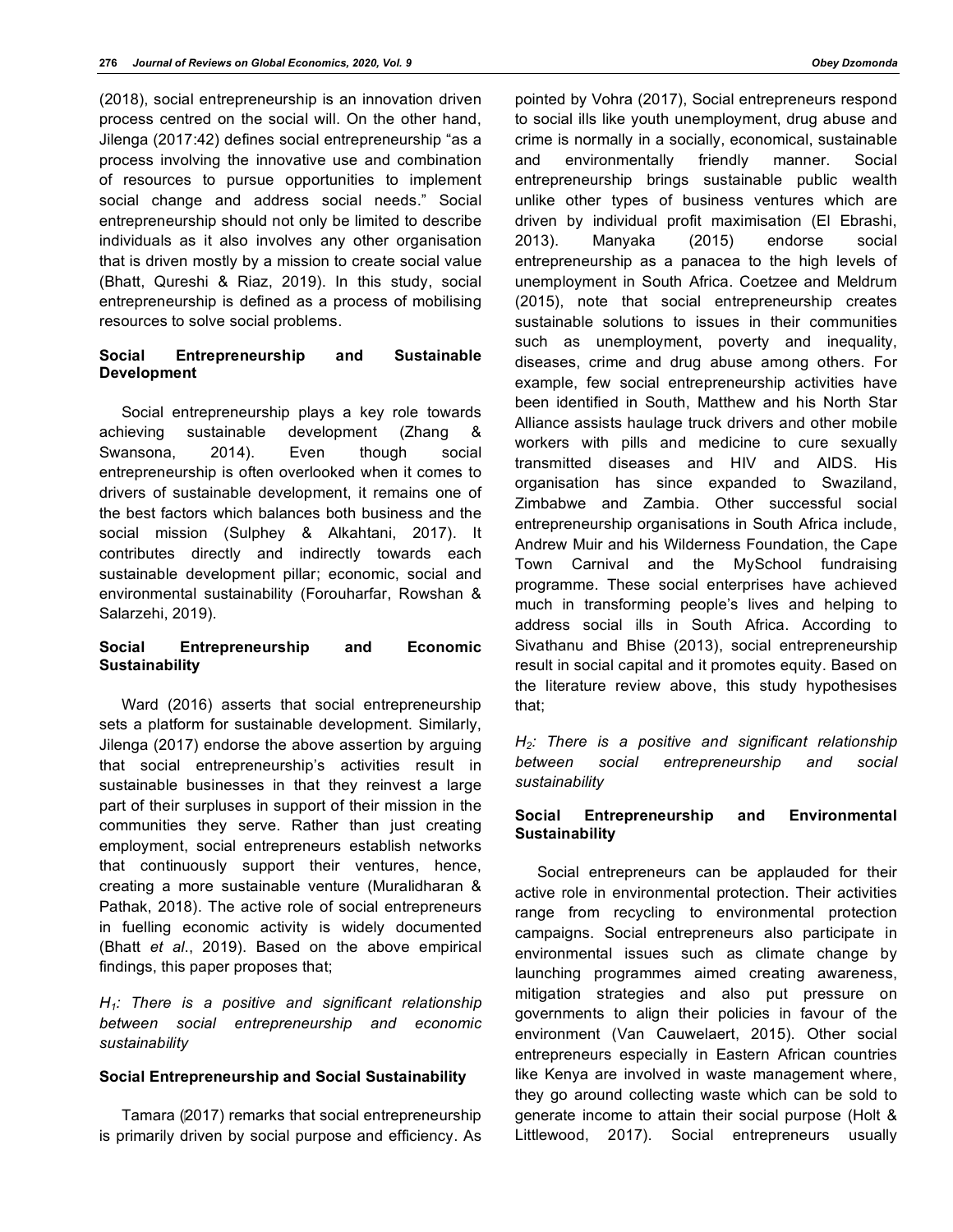(2018), social entrepreneurship is an innovation driven process centred on the social will. On the other hand, Jilenga (2017:42) defines social entrepreneurship "as a process involving the innovative use and combination of resources to pursue opportunities to implement social change and address social needs." Social entrepreneurship should not only be limited to describe individuals as it also involves any other organisation that is driven mostly by a mission to create social value (Bhatt, Qureshi & Riaz, 2019). In this study, social entrepreneurship is defined as a process of mobilising resources to solve social problems.

### Social Entrepreneurship and Sustainable Development

Social entrepreneurship plays a key role towards achieving sustainable development (Zhang & Swansona, 2014). Even though social entrepreneurship is often overlooked when it comes to drivers of sustainable development, it remains one of the best factors which balances both business and the social mission (Sulphey & Alkahtani, 2017). It contributes directly and indirectly towards each sustainable development pillar; economic, social and environmental sustainability (Forouharfar, Rowshan & Salarzehi, 2019).

### Social Entrepreneurship and Economic Sustainability

Ward (2016) asserts that social entrepreneurship sets a platform for sustainable development. Similarly, Jilenga (2017) endorse the above assertion by arguing that social entrepreneurship's activities result in sustainable businesses in that they reinvest a large part of their surpluses in support of their mission in the communities they serve. Rather than just creating employment, social entrepreneurs establish networks that continuously support their ventures, hence, creating a more sustainable venture (Muralidharan & Pathak, 2018). The active role of social entrepreneurs in fuelling economic activity is widely documented (Bhatt *et al*., 2019). Based on the above empirical findings, this paper proposes that;

*$H_1$: There is a positive and significant relationship between social entrepreneurship and economic sustainability*

### Social Entrepreneurship and Social Sustainability

Tamara (2017) remarks that social entrepreneurship is primarily driven by social purpose and efficiency. As pointed by Vohra (2017), Social entrepreneurs respond to social ills like youth unemployment, drug abuse and crime is normally in a socially, economical, sustainable and environmentally friendly manner. Social entrepreneurship brings sustainable public wealth unlike other types of business ventures which are driven by individual profit maximisation (El Ebrashi, 2013). Manyaka (2015) endorse social entrepreneurship as a panacea to the high levels of unemployment in South Africa. Coetzee and Meldrum (2015), note that social entrepreneurship creates sustainable solutions to issues in their communities such as unemployment, poverty and inequality, diseases, crime and drug abuse among others. For example, few social entrepreneurship activities have been identified in South, Matthew and his North Star Alliance assists haulage truck drivers and other mobile workers with pills and medicine to cure sexually transmitted diseases and HIV and AIDS. His organisation has since expanded to Swaziland, Zimbabwe and Zambia. Other successful social entrepreneurship organisations in South Africa include, Andrew Muir and his Wilderness Foundation, the Cape Town Carnival and the MySchool fundraising programme. These social enterprises have achieved much in transforming people's lives and helping to address social ills in South Africa. According to Sivathanu and Bhise (2013), social entrepreneurship result in social capital and it promotes equity. Based on the literature review above, this study hypothesises that;

*$H_2$: There is a positive and significant relationship between social entrepreneurship and social sustainability*

### Social Entrepreneurship and Environmental Sustainability

Social entrepreneurs can be applauded for their active role in environmental protection. Their activities range from recycling to environmental protection campaigns. Social entrepreneurs also participate in environmental issues such as climate change by launching programmes aimed creating awareness, mitigation strategies and also put pressure on governments to align their policies in favour of the environment (Van Cauwelaert, 2015). Other social entrepreneurs especially in Eastern African countries like Kenya are involved in waste management where, they go around collecting waste which can be sold to generate income to attain their social purpose (Holt & Littlewood, 2017). Social entrepreneurs usually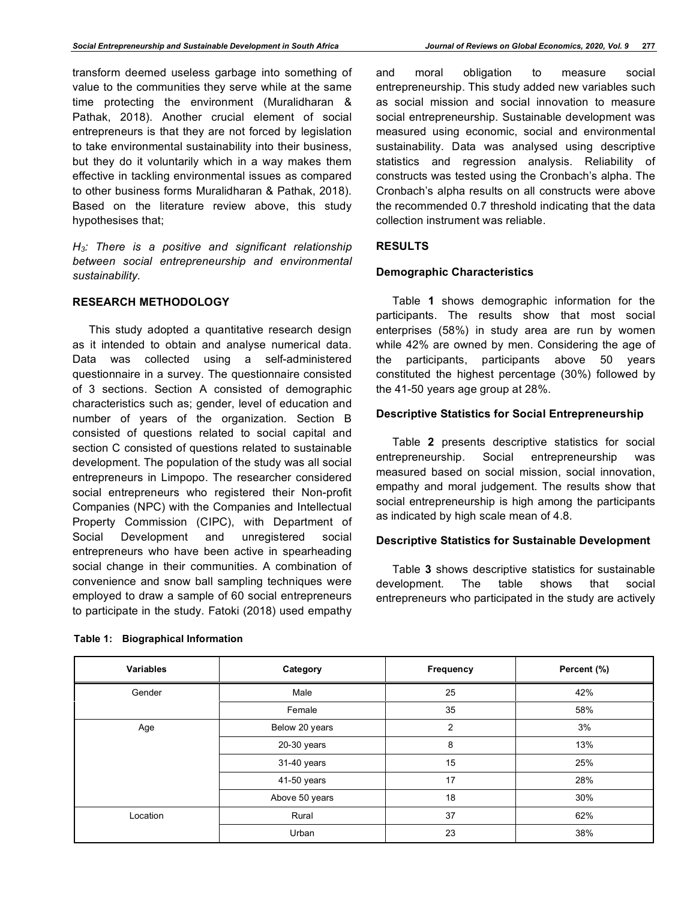transform deemed useless garbage into something of value to the communities they serve while at the same time protecting the environment (Muralidharan & Pathak, 2018). Another crucial element of social entrepreneurs is that they are not forced by legislation to take environmental sustainability into their business, but they do it voluntarily which in a way makes them effective in tackling environmental issues as compared to other business forms Muralidharan & Pathak, 2018). Based on the literature review above, this study hypothesises that;

*$H_3$: There is a positive and significant relationship between social entrepreneurship and environmental sustainability.*

## RESEARCH METHODOLOGY

This study adopted a quantitative research design as it intended to obtain and analyse numerical data. Data was collected using a self-administered questionnaire in a survey. The questionnaire consisted of 3 sections. Section A consisted of demographic characteristics such as; gender, level of education and number of years of the organization. Section B consisted of questions related to social capital and section C consisted of questions related to sustainable development. The population of the study was all social entrepreneurs in Limpopo. The researcher considered social entrepreneurs who registered their Non-profit Companies (NPC) with the Companies and Intellectual Property Commission (CIPC), with Department of Social Development and unregistered social entrepreneurs who have been active in spearheading social change in their communities. A combination of convenience and snow ball sampling techniques were employed to draw a sample of 60 social entrepreneurs to participate in the study. Fatoki (2018) used empathy and moral obligation to measure social entrepreneurship. This study added new variables such as social mission and social innovation to measure social entrepreneurship. Sustainable development was measured using economic, social and environmental sustainability. Data was analysed using descriptive statistics and regression analysis. Reliability of constructs was tested using the Cronbach's alpha. The Cronbach's alpha results on all constructs were above the recommended 0.7 threshold indicating that the data collection instrument was reliable.

## RESULTS

### Demographic Characteristics

Table **1** shows demographic information for the participants. The results show that most social enterprises (58%) in study area are run by women while 42% are owned by men. Considering the age of the participants, participants above 50 years constituted the highest percentage (30%) followed by the 41-50 years age group at 28%.

### Descriptive Statistics for Social Entrepreneurship

Table **2** presents descriptive statistics for social entrepreneurship. Social entrepreneurship was measured based on social mission, social innovation, empathy and moral judgement. The results show that social entrepreneurship is high among the participants as indicated by high scale mean of 4.8.

### Descriptive Statistics for Sustainable Development

Table **3** shows descriptive statistics for sustainable development. The table shows that social entrepreneurs who participated in the study are actively

**Table 1: Biographical Information**

| Variables | Category | Frequency | Percent (%) |
|---|---|---|---|
| Gender | Male | 25 | 42% |
| | Female | 35 | 58% |
| Age | Below 20 years | 2 | 3% |
| | 20-30 years | 8 | 13% |
| | 31-40 years | 15 | 25% |
| | 41-50 years | 17 | 28% |
| | Above 50 years | 18 | 30% |
| Location | Rural | 37 | 62% |
| | Urban | 23 | 38% |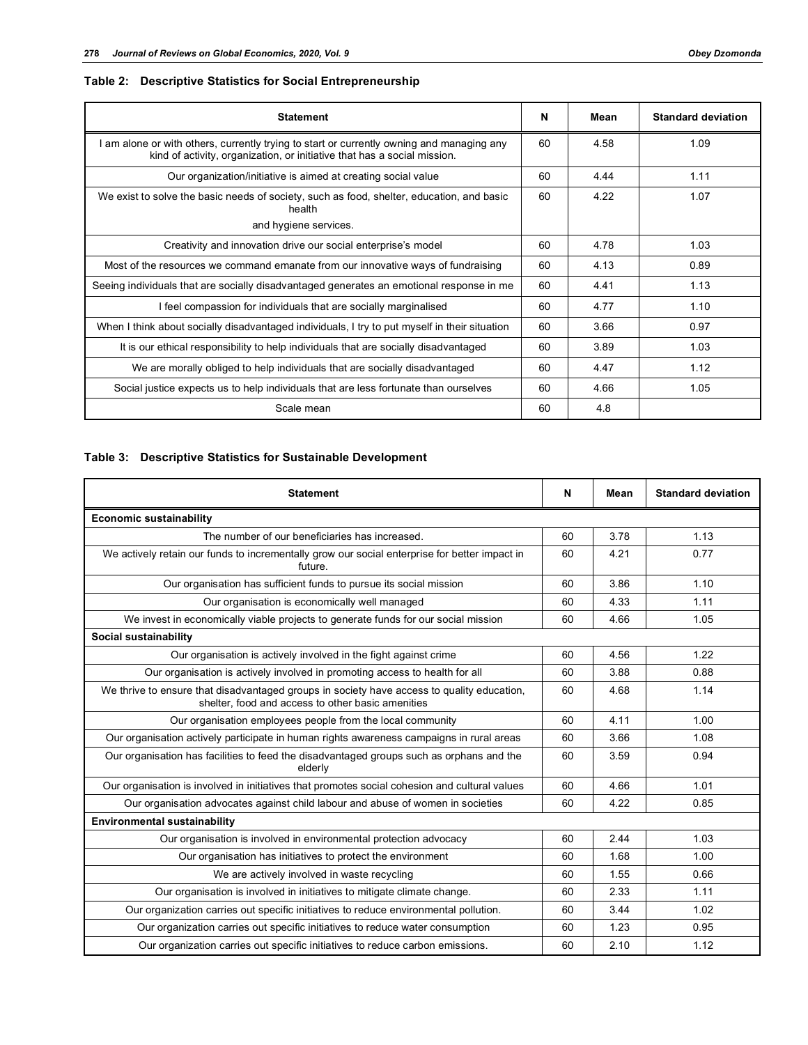**Table 2: Descriptive Statistics for Social Entrepreneurship**

| Statement | N | Mean | Standard deviation |
|---|---|---|---|
| I am alone or with others, currently trying to start or currently owning and managing any kind of activity, organization, or initiative that has a social mission. | 60 | 4.58 | 1.09 |
| Our organization/initiative is aimed at creating social value | 60 | 4.44 | 1.11 |
| We exist to solve the basic needs of society, such as food, shelter, education, and basic health and hygiene services. | 60 | 4.22 | 1.07 |
| Creativity and innovation drive our social enterprise's model | 60 | 4.78 | 1.03 |
| Most of the resources we command emanate from our innovative ways of fundraising | 60 | 4.13 | 0.89 |
| Seeing individuals that are socially disadvantaged generates an emotional response in me | 60 | 4.41 | 1.13 |
| I feel compassion for individuals that are socially marginalised | 60 | 4.77 | 1.10 |
| When I think about socially disadvantaged individuals, I try to put myself in their situation | 60 | 3.66 | 0.97 |
| It is our ethical responsibility to help individuals that are socially disadvantaged | 60 | 3.89 | 1.03 |
| We are morally obliged to help individuals that are socially disadvantaged | 60 | 4.47 | 1.12 |
| Social justice expects us to help individuals that are less fortunate than ourselves | 60 | 4.66 | 1.05 |
| Scale mean | 60 | 4.8 | |

**Table 3: Descriptive Statistics for Sustainable Development**

| Statement | N | Mean | Standard deviation |
|---|---|---|---|
| **Economic sustainability** | | | |
| The number of our beneficiaries has increased. | 60 | 3.78 | 1.13 |
| We actively retain our funds to incrementally grow our social enterprise for better impact in future. | 60 | 4.21 | 0.77 |
| Our organisation has sufficient funds to pursue its social mission | 60 | 3.86 | 1.10 |
| Our organisation is economically well managed | 60 | 4.33 | 1.11 |
| We invest in economically viable projects to generate funds for our social mission | 60 | 4.66 | 1.05 |
| **Social sustainability** | | | |
| Our organisation is actively involved in the fight against crime | 60 | 4.56 | 1.22 |
| Our organisation is actively involved in promoting access to health for all | 60 | 3.88 | 0.88 |
| We thrive to ensure that disadvantaged groups in society have access to quality education, shelter, food and access to other basic amenities | 60 | 4.68 | 1.14 |
| Our organisation employees people from the local community | 60 | 4.11 | 1.00 |
| Our organisation actively participate in human rights awareness campaigns in rural areas | 60 | 3.66 | 1.08 |
| Our organisation has facilities to feed the disadvantaged groups such as orphans and the elderly | 60 | 3.59 | 0.94 |
| Our organisation is involved in initiatives that promotes social cohesion and cultural values | 60 | 4.66 | 1.01 |
| Our organisation advocates against child labour and abuse of women in societies | 60 | 4.22 | 0.85 |
| **Environmental sustainability** | | | |
| Our organisation is involved in environmental protection advocacy | 60 | 2.44 | 1.03 |
| Our organisation has initiatives to protect the environment | 60 | 1.68 | 1.00 |
| We are actively involved in waste recycling | 60 | 1.55 | 0.66 |
| Our organisation is involved in initiatives to mitigate climate change. | 60 | 2.33 | 1.11 |
| Our organization carries out specific initiatives to reduce environmental pollution. | 60 | 3.44 | 1.02 |
| Our organization carries out specific initiatives to reduce water consumption | 60 | 1.23 | 0.95 |
| Our organization carries out specific initiatives to reduce carbon emissions. | 60 | 2.10 | 1.12 |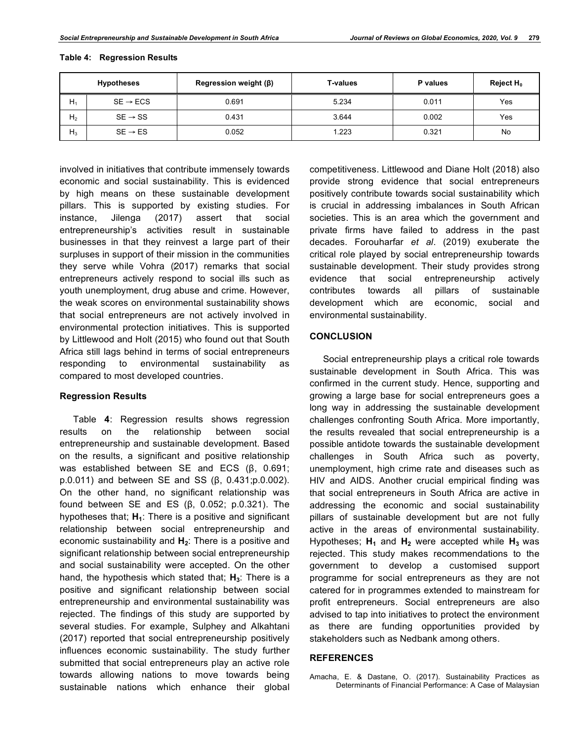**Table 4: Regression Results**

| Hypotheses | | Regression weight (β) | T-values | P values | Reject $H_0$ |
|---|---|---|---|---|---|
| $H_1$ | SE → ECS | 0.691 | 5.234 | 0.011 | Yes |
| $H_2$ | SE → SS | 0.431 | 3.644 | 0.002 | Yes |
| $H_3$ | SE → ES | 0.052 | 1.223 | 0.321 | No |

involved in initiatives that contribute immensely towards economic and social sustainability. This is evidenced by high means on these sustainable development pillars. This is supported by existing studies. For instance, Jilenga (2017) assert that social entrepreneurship's activities result in sustainable businesses in that they reinvest a large part of their surpluses in support of their mission in the communities they serve while Vohra (2017) remarks that social entrepreneurs actively respond to social ills such as youth unemployment, drug abuse and crime. However, the weak scores on environmental sustainability shows that social entrepreneurs are not actively involved in environmental protection initiatives. This is supported by Littlewood and Holt (2015) who found out that South Africa still lags behind in terms of social entrepreneurs responding to environmental sustainability as compared to most developed countries.

### Regression Results

Table **4**: Regression results shows regression results on the relationship between social entrepreneurship and sustainable development. Based on the results, a significant and positive relationship was established between SE and ECS (β, 0.691; p.0.011) and between SE and SS (β, 0.431;p.0.002). On the other hand, no significant relationship was found between SE and ES (β, 0.052; p.0.321). The hypotheses that; **$H_1$**: There is a positive and significant relationship between social entrepreneurship and economic sustainability and **$H_2$**: There is a positive and significant relationship between social entrepreneurship and social sustainability were accepted. On the other hand, the hypothesis which stated that; **$H_3$**: There is a positive and significant relationship between social entrepreneurship and environmental sustainability was rejected. The findings of this study are supported by several studies. For example, Sulphey and Alkahtani (2017) reported that social entrepreneurship positively influences economic sustainability. The study further submitted that social entrepreneurs play an active role towards allowing nations to move towards being sustainable nations which enhance their global competitiveness. Littlewood and Diane Holt (2018) also provide strong evidence that social entrepreneurs positively contribute towards social sustainability which is crucial in addressing imbalances in South African societies. This is an area which the government and private firms have failed to address in the past decades. Forouharfar *et al*. (2019) exuberate the critical role played by social entrepreneurship towards sustainable development. Their study provides strong evidence that social entrepreneurship actively contributes towards all pillars of sustainable development which are economic, social and environmental sustainability.

## CONCLUSION

Social entrepreneurship plays a critical role towards sustainable development in South Africa. This was confirmed in the current study. Hence, supporting and growing a large base for social entrepreneurs goes a long way in addressing the sustainable development challenges confronting South Africa. More importantly, the results revealed that social entrepreneurship is a possible antidote towards the sustainable development challenges in South Africa such as poverty, unemployment, high crime rate and diseases such as HIV and AIDS. Another crucial empirical finding was that social entrepreneurs in South Africa are active in addressing the economic and social sustainability pillars of sustainable development but are not fully active in the areas of environmental sustainability. Hypotheses; **$H_1$** and **$H_2$** were accepted while **$H_3$** was rejected. This study makes recommendations to the government to develop a customised support programme for social entrepreneurs as they are not catered for in programmes extended to mainstream for profit entrepreneurs. Social entrepreneurs are also advised to tap into initiatives to protect the environment as there are funding opportunities provided by stakeholders such as Nedbank among others.

## REFERENCES

Amacha, E. & Dastane, O. (2017). Sustainability Practices as Determinants of Financial Performance: A Case of Malaysian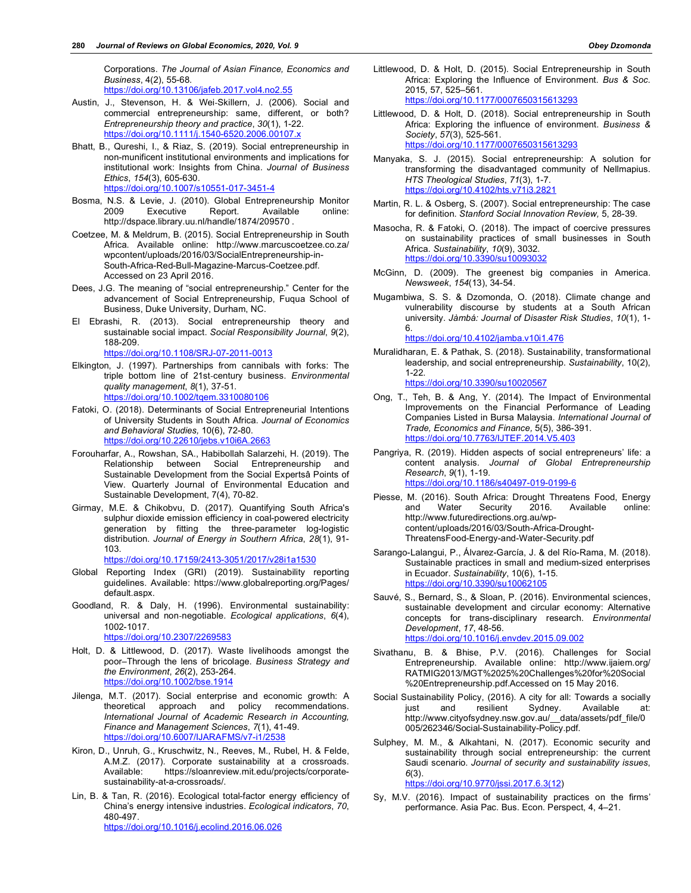Corporations. *The Journal of Asian Finance, Economics and Business*, 4(2), 55-68.
https://doi.org/10.13106/jafeb.2017.vol4.no2.55

Austin, J., Stevenson, H. & Wei-Skillern, J. (2006). Social and commercial entrepreneurship: same, different, or both? *Entrepreneurship theory and practice*, *30*(1), 1-22.
https://doi.org/10.1111/j.1540-6520.2006.00107.x

Bhatt, B., Qureshi, I., & Riaz, S. (2019). Social entrepreneurship in non-munificent institutional environments and implications for institutional work: Insights from China. *Journal of Business Ethics*, *154*(3), 605-630.
https://doi.org/10.1007/s10551-017-3451-4

Bosma, N.S. & Levie, J. (2010). Global Entrepreneurship Monitor 2009 Executive Report. Available online: http://dspace.library.uu.nl/handle/1874/209570 .

Coetzee, M. & Meldrum, B. (2015). Social Entrepreneurship in South Africa. Available online: http://www.marcuscoetzee.co.za/wpcontent/uploads/2016/03/SocialEntrepreneurship-in-South-Africa-Red-Bull-Magazine-Marcus-Coetzee.pdf. Accessed on 23 April 2016.

Dees, J.G. The meaning of "social entrepreneurship." Center for the advancement of Social Entrepreneurship, Fuqua School of Business, Duke University, Durham, NC.

El Ebrashi, R. (2013). Social entrepreneurship theory and sustainable social impact. *Social Responsibility Journal*, *9*(2), 188-209.
https://doi.org/10.1108/SRJ-07-2011-0013

Elkington, J. (1997). Partnerships from cannibals with forks: The triple bottom line of 21st-century business. *Environmental quality management*, *8*(1), 37-51.
https://doi.org/10.1002/tqem.3310080106

Fatoki, O. (2018). Determinants of Social Entrepreneurial Intentions of University Students in South Africa. *Journal of Economics and Behavioral Studies,* 10(6), 72-80.
https://doi.org/10.22610/jebs.v10i6A.2663

Forouharfar, A., Rowshan, SA., Habibollah Salarzehi, H. (2019). The Relationship between Social Entrepreneurship and Sustainable Development from the Social Expertsâ Points of View. Quarterly Journal of Environmental Education and Sustainable Development, 7(4), 70-82.

Girmay, M.E. & Chikobvu, D. (2017). Quantifying South Africa's sulphur dioxide emission efficiency in coal-powered electricity generation by fitting the three-parameter log-logistic distribution. *Journal of Energy in Southern Africa*, *28*(1), 91-103.
https://doi.org/10.17159/2413-3051/2017/v28i1a1530

Global Reporting Index (GRI) (2019). Sustainability reporting guidelines. Available: https://www.globalreporting.org/Pages/default.aspx.

Goodland, R. & Daly, H. (1996). Environmental sustainability: universal and non-negotiable. *Ecological applications*, *6*(4), 1002-1017.
https://doi.org/10.2307/2269583

Holt, D. & Littlewood, D. (2017). Waste livelihoods amongst the poor–Through the lens of bricolage. *Business Strategy and the Environment*, *26*(2), 253-264.
https://doi.org/10.1002/bse.1914

Jilenga, M.T. (2017). Social enterprise and economic growth: A theoretical approach and policy recommendations. *International Journal of Academic Research in Accounting, Finance and Management Sciences*, *7*(1), 41-49.
https://doi.org/10.6007/IJARAFMS/v7-i1/2538

Kiron, D., Unruh, G., Kruschwitz, N., Reeves, M., Rubel, H. & Felde, A.M.Z. (2017). Corporate sustainability at a crossroads. Available: https://sloanreview.mit.edu/projects/corporate-sustainability-at-a-crossroads/.

Lin, B. & Tan, R. (2016). Ecological total-factor energy efficiency of China's energy intensive industries. *Ecological indicators*, *70*, 480-497.
https://doi.org/10.1016/j.ecolind.2016.06.026

Littlewood, D. & Holt, D. (2015). Social Entrepreneurship in South Africa: Exploring the Influence of Environment. *Bus & Soc.* 2015, 57, 525–561.
https://doi.org/10.1177/0007650315613293

Littlewood, D. & Holt, D. (2018). Social entrepreneurship in South Africa: Exploring the influence of environment. *Business & Society*, *57*(3), 525-561.
https://doi.org/10.1177/0007650315613293

Manyaka, S. J. (2015). Social entrepreneurship: A solution for transforming the disadvantaged community of Nellmapius. *HTS Theological Studies*, *71*(3), 1-7.
https://doi.org/10.4102/hts.v71i3.2821

Martin, R. L. & Osberg, S. (2007). Social entrepreneurship: The case for definition. *Stanford Social Innovation Review,* 5, 28-39.

Masocha, R. & Fatoki, O. (2018). The impact of coercive pressures on sustainability practices of small businesses in South Africa. *Sustainability*, *10*(9), 3032.
https://doi.org/10.3390/su10093032

McGinn, D. (2009). The greenest big companies in America. *Newsweek*, *154*(13), 34-54.

Mugambiwa, S. S. & Dzomonda, O. (2018). Climate change and vulnerability discourse by students at a South African university. *Jàmbá: Journal of Disaster Risk Studies*, *10*(1), 1-6.
https://doi.org/10.4102/jamba.v10i1.476

Muralidharan, E. & Pathak, S. (2018). Sustainability, transformational leadership, and social entrepreneurship. *Sustainability*, 10(2), 1-22.
https://doi.org/10.3390/su10020567

Ong, T., Teh, B. & Ang, Y. (2014). The Impact of Environmental Improvements on the Financial Performance of Leading Companies Listed in Bursa Malaysia. *International Journal of Trade, Economics and Finance,* 5(5), 386-391.
https://doi.org/10.7763/IJTEF.2014.V5.403

Pangriya, R. (2019). Hidden aspects of social entrepreneurs' life: a content analysis. *Journal of Global Entrepreneurship Research*, *9*(1), 1-19.
https://doi.org/10.1186/s40497-019-0199-6

Piesse, M. (2016). South Africa: Drought Threatens Food, Energy and Water Security 2016. Available online: http://www.futuredirections.org.au/wp-content/uploads/2016/03/South-Africa-Drought-ThreatensFood-Energy-and-Water-Security.pdf

Sarango-Lalangui, P., Álvarez-García, J. & del Río-Rama, M. (2018). Sustainable practices in small and medium-sized enterprises in Ecuador. *Sustainability*, 10(6), 1-15.
https://doi.org/10.3390/su10062105

Sauvé, S., Bernard, S., & Sloan, P. (2016). Environmental sciences, sustainable development and circular economy: Alternative concepts for trans-disciplinary research. *Environmental Development*, *17*, 48-56.
https://doi.org/10.1016/j.envdev.2015.09.002

Sivathanu, B. & Bhise, P.V. (2016). Challenges for Social Entrepreneurship. Available online: http://www.ijaiem.org/RATMIG2013/MGT%2025%20Challenges%20for%20Social%20Entrepreneurship.pdf.Accessed on 15 May 2016.

Social Sustainability Policy, (2016). A city for all: Towards a socially just and resilient Sydney. Available at: http://www.cityofsydney.nsw.gov.au/__data/assets/pdf_file/0005/262346/Social-Sustainability-Policy.pdf.

Sulphey, M. M., & Alkahtani, N. (2017). Economic security and sustainability through social entrepreneurship: the current Saudi scenario. *Journal of security and sustainability issues*, *6*(3).
https://doi.org/10.9770/jssi.2017.6.3(12)

Sy, M.V. (2016). Impact of sustainability practices on the firms' performance. Asia Pac. Bus. Econ. Perspect, 4, 4–21.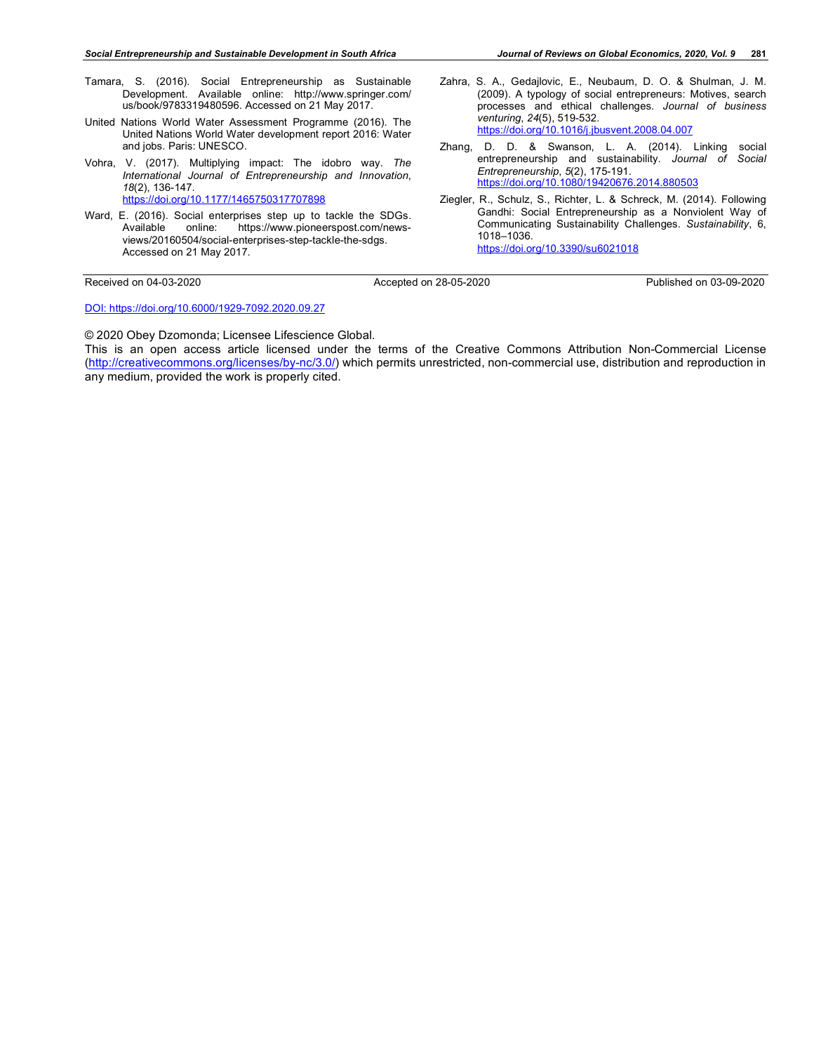Tamara, S. (2016). Social Entrepreneurship as Sustainable Development. Available online: http://www.springer.com/us/book/9783319480596. Accessed on 21 May 2017.

United Nations World Water Assessment Programme (2016). The United Nations World Water development report 2016: Water and jobs. Paris: UNESCO.

Vohra, V. (2017). Multiplying impact: The idobro way. *The International Journal of Entrepreneurship and Innovation*, *18*(2), 136-147. https://doi.org/10.1177/1465750317707898

Ward, E. (2016). Social enterprises step up to tackle the SDGs. Available online: https://www.pioneerspost.com/news-views/20160504/social-enterprises-step-tackle-the-sdgs. Accessed on 21 May 2017.

Zahra, S. A., Gedajlovic, E., Neubaum, D. O. & Shulman, J. M. (2009). A typology of social entrepreneurs: Motives, search processes and ethical challenges. *Journal of business venturing*, *24*(5), 519-532. https://doi.org/10.1016/j.jbusvent.2008.04.007

Zhang, D. D. & Swanson, L. A. (2014). Linking social entrepreneurship and sustainability. *Journal of Social Entrepreneurship*, *5*(2), 175-191. https://doi.org/10.1080/19420676.2014.880503

Ziegler, R., Schulz, S., Richter, L. & Schreck, M. (2014). Following Gandhi: Social Entrepreneurship as a Nonviolent Way of Communicating Sustainability Challenges. *Sustainability*, 6, 1018–1036. https://doi.org/10.3390/su6021018

Received on 04-03-2020 Accepted on 28-05-2020 Published on 03-09-2020

DOI: https://doi.org/10.6000/1929-7092.2020.09.27

© 2020 Obey Dzomonda; Licensee Lifescience Global.

This is an open access article licensed under the terms of the Creative Commons Attribution Non-Commercial License (http://creativecommons.org/licenses/by-nc/3.0/) which permits unrestricted, non-commercial use, distribution and reproduction in any medium, provided the work is properly cited.